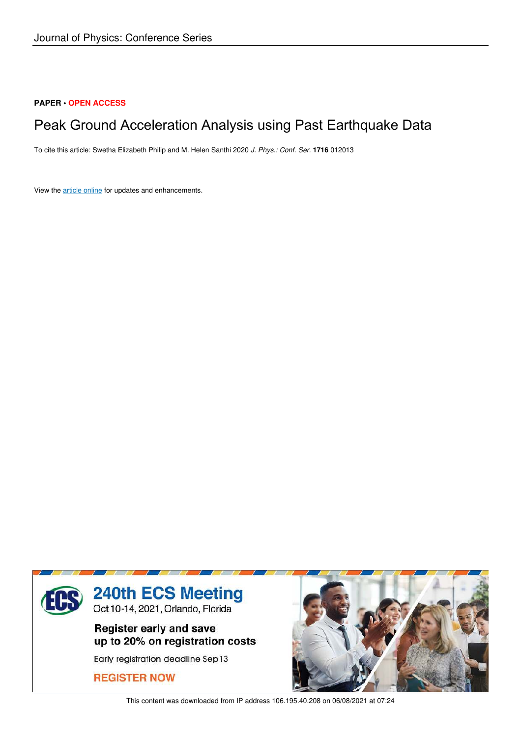Journal of Physics: Conference Series

**PAPER** • **OPEN ACCESS**

# Peak Ground Acceleration Analysis using Past Earthquake Data

To cite this article: Swetha Elizabeth Philip and M. Helen Santhi 2020 *J. Phys.: Conf. Ser.* **1716** 012013

View the article online for updates and enhancements.

This content was downloaded from IP address 106.195.40.208 on 06/08/2021 at 07:24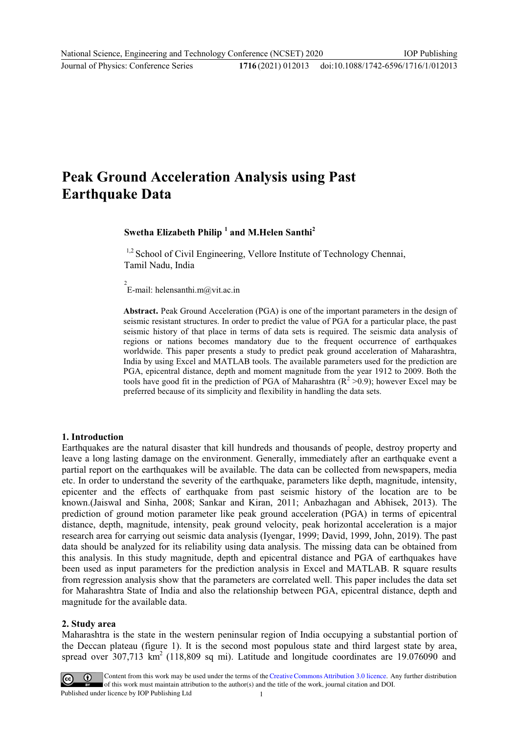# Peak Ground Acceleration Analysis using Past Earthquake Data

**Swetha Elizabeth Philip [1] and M.Helen Santhi[2]**

[1,2] School of Civil Engineering, Vellore Institute of Technology Chennai, Tamil Nadu, India

[2] E-mail: helensanthi.m@vit.ac.in

**Abstract.** Peak Ground Acceleration (PGA) is one of the important parameters in the design of seismic resistant structures. In order to predict the value of PGA for a particular place, the past seismic history of that place in terms of data sets is required. The seismic data analysis of regions or nations becomes mandatory due to the frequent occurrence of earthquakes worldwide. This paper presents a study to predict peak ground acceleration of Maharashtra, India by using Excel and MATLAB tools. The available parameters used for the prediction are PGA, epicentral distance, depth and moment magnitude from the year 1912 to 2009. Both the tools have good fit in the prediction of PGA of Maharashtra ($R^2 > 0.9$); however Excel may be preferred because of its simplicity and flexibility in handling the data sets.

## 1. Introduction

Earthquakes are the natural disaster that kill hundreds and thousands of people, destroy property and leave a long lasting damage on the environment. Generally, immediately after an earthquake event a partial report on the earthquakes will be available. The data can be collected from newspapers, media etc. In order to understand the severity of the earthquake, parameters like depth, magnitude, intensity, epicenter and the effects of earthquake from past seismic history of the location are to be known.(Jaiswal and Sinha, 2008; Sankar and Kiran, 2011; Anbazhagan and Abhisek, 2013). The prediction of ground motion parameter like peak ground acceleration (PGA) in terms of epicentral distance, depth, magnitude, intensity, peak ground velocity, peak horizontal acceleration is a major research area for carrying out seismic data analysis (Iyengar, 1999; David, 1999, John, 2019). The past data should be analyzed for its reliability using data analysis. The missing data can be obtained from this analysis. In this study magnitude, depth and epicentral distance and PGA of earthquakes have been used as input parameters for the prediction analysis in Excel and MATLAB. R square results from regression analysis show that the parameters are correlated well. This paper includes the data set for Maharashtra State of India and also the relationship between PGA, epicentral distance, depth and magnitude for the available data.

## 2. Study area

Maharashtra is the state in the western peninsular region of India occupying a substantial portion of the Deccan plateau (figure 1). It is the second most populous state and third largest state by area, spread over 307,713 km$^2$ (118,809 sq mi). Latitude and longitude coordinates are 19.076090 and

Content from this work may be used under the terms of the Creative Commons Attribution 3.0 licence. Any further distribution of this work must maintain attribution to the author(s) and the title of the work, journal citation and DOI.
Published under licence by IOP Publishing Ltd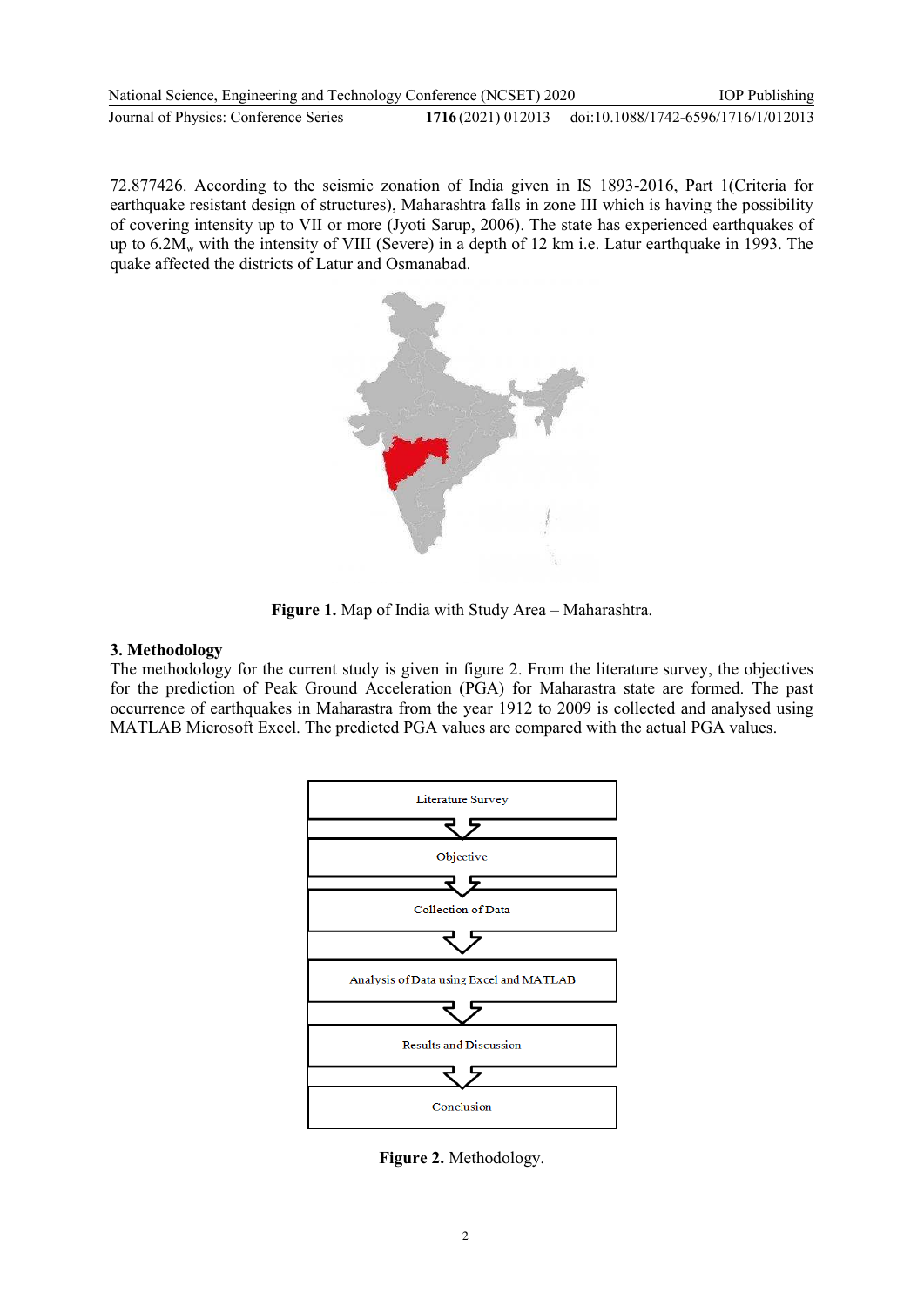72.877426. According to the seismic zonation of India given in IS 1893-2016, Part 1(Criteria for earthquake resistant design of structures), Maharashtra falls in zone III which is having the possibility of covering intensity up to VII or more (Jyoti Sarup, 2006). The state has experienced earthquakes of up to 6.2$M_w$ with the intensity of VIII (Severe) in a depth of 12 km i.e. Latur earthquake in 1993. The quake affected the districts of Latur and Osmanabad.

**Figure 1.** Map of India with Study Area – Maharashtra.

## 3. Methodology

The methodology for the current study is given in figure 2. From the literature survey, the objectives for the prediction of Peak Ground Acceleration (PGA) for Maharastra state are formed. The past occurrence of earthquakes in Maharastra from the year 1912 to 2009 is collected and analysed using MATLAB Microsoft Excel. The predicted PGA values are compared with the actual PGA values.

Literature Survey → Objective → Collection of Data → Analysis of Data using Excel and MATLAB → Results and Discussion → Conclusion

**Figure 2.** Methodology.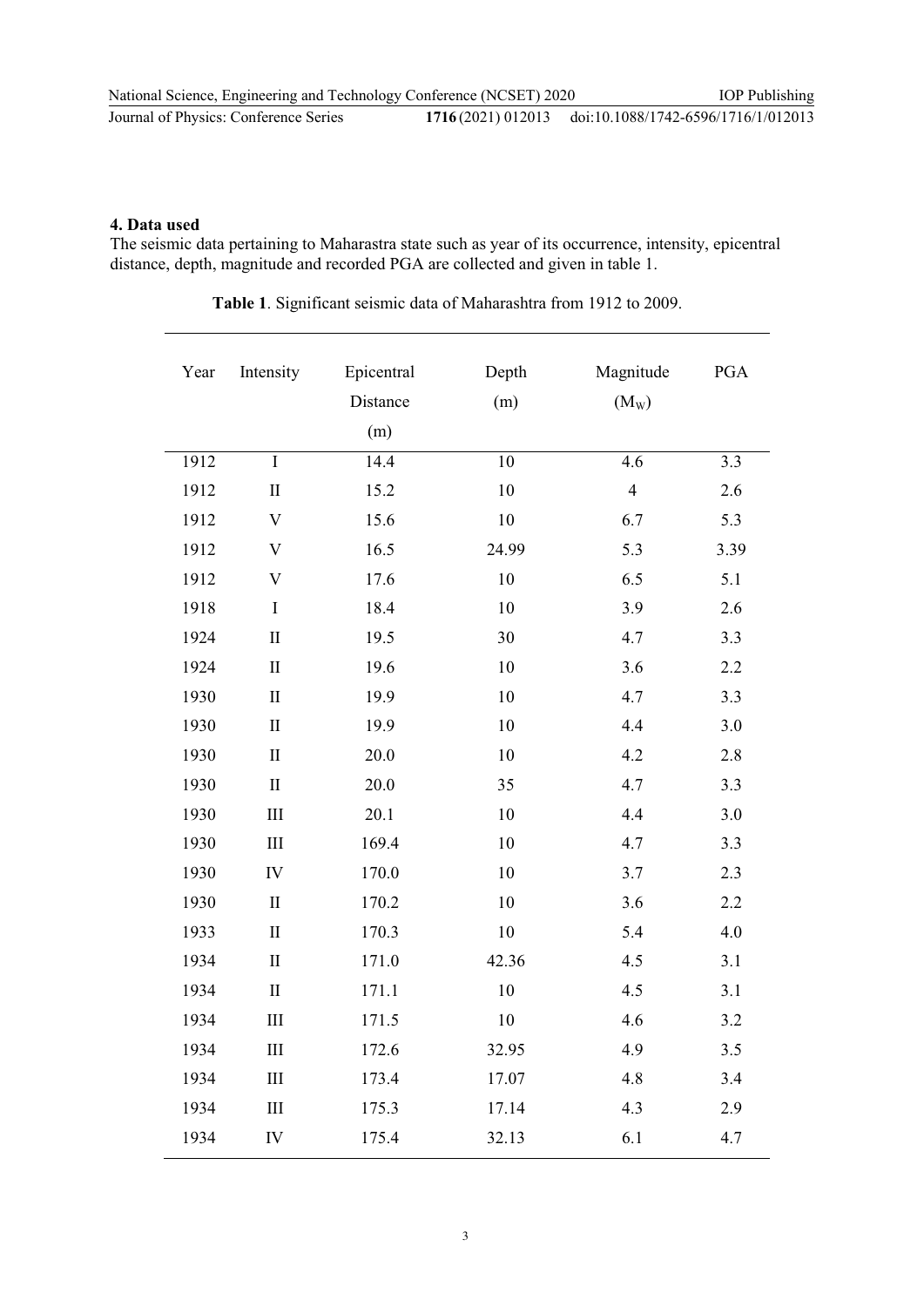## 4. Data used

The seismic data pertaining to Maharastra state such as year of its occurrence, intensity, epicentral distance, depth, magnitude and recorded PGA are collected and given in table 1.

**Table 1**. Significant seismic data of Maharashtra from 1912 to 2009.

| Year | Intensity | Epicentral Distance (m) | Depth (m) | Magnitude ($M_W$) | PGA |
|---|---|---|---|---|---|
| 1912 | I | 14.4 | 10 | 4.6 | 3.3 |
| 1912 | II | 15.2 | 10 | 4 | 2.6 |
| 1912 | V | 15.6 | 10 | 6.7 | 5.3 |
| 1912 | V | 16.5 | 24.99 | 5.3 | 3.39 |
| 1912 | V | 17.6 | 10 | 6.5 | 5.1 |
| 1918 | I | 18.4 | 10 | 3.9 | 2.6 |
| 1924 | II | 19.5 | 30 | 4.7 | 3.3 |
| 1924 | II | 19.6 | 10 | 3.6 | 2.2 |
| 1930 | II | 19.9 | 10 | 4.7 | 3.3 |
| 1930 | II | 19.9 | 10 | 4.4 | 3.0 |
| 1930 | II | 20.0 | 10 | 4.2 | 2.8 |
| 1930 | II | 20.0 | 35 | 4.7 | 3.3 |
| 1930 | III | 20.1 | 10 | 4.4 | 3.0 |
| 1930 | III | 169.4 | 10 | 4.7 | 3.3 |
| 1930 | IV | 170.0 | 10 | 3.7 | 2.3 |
| 1930 | II | 170.2 | 10 | 3.6 | 2.2 |
| 1933 | II | 170.3 | 10 | 5.4 | 4.0 |
| 1934 | II | 171.0 | 42.36 | 4.5 | 3.1 |
| 1934 | II | 171.1 | 10 | 4.5 | 3.1 |
| 1934 | III | 171.5 | 10 | 4.6 | 3.2 |
| 1934 | III | 172.6 | 32.95 | 4.9 | 3.5 |
| 1934 | III | 173.4 | 17.07 | 4.8 | 3.4 |
| 1934 | III | 175.3 | 17.14 | 4.3 | 2.9 |
| 1934 | IV | 175.4 | 32.13 | 6.1 | 4.7 |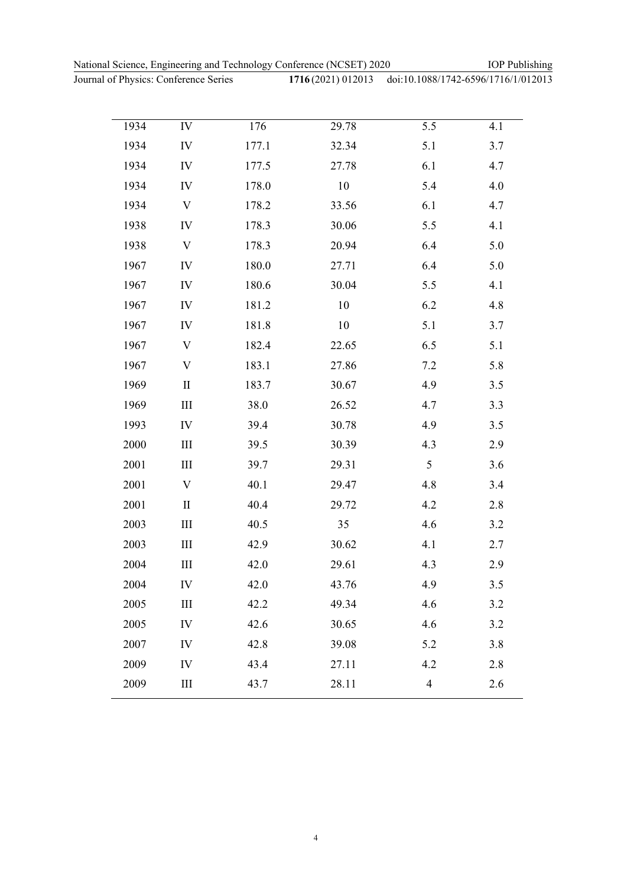| | | | | | |
|---|---|---|---|---|---|
| 1934 | IV | 176 | 29.78 | 5.5 | 4.1 |
| 1934 | IV | 177.1 | 32.34 | 5.1 | 3.7 |
| 1934 | IV | 177.5 | 27.78 | 6.1 | 4.7 |
| 1934 | IV | 178.0 | 10 | 5.4 | 4.0 |
| 1934 | V | 178.2 | 33.56 | 6.1 | 4.7 |
| 1938 | IV | 178.3 | 30.06 | 5.5 | 4.1 |
| 1938 | V | 178.3 | 20.94 | 6.4 | 5.0 |
| 1967 | IV | 180.0 | 27.71 | 6.4 | 5.0 |
| 1967 | IV | 180.6 | 30.04 | 5.5 | 4.1 |
| 1967 | IV | 181.2 | 10 | 6.2 | 4.8 |
| 1967 | IV | 181.8 | 10 | 5.1 | 3.7 |
| 1967 | V | 182.4 | 22.65 | 6.5 | 5.1 |
| 1967 | V | 183.1 | 27.86 | 7.2 | 5.8 |
| 1969 | II | 183.7 | 30.67 | 4.9 | 3.5 |
| 1969 | III | 38.0 | 26.52 | 4.7 | 3.3 |
| 1993 | IV | 39.4 | 30.78 | 4.9 | 3.5 |
| 2000 | III | 39.5 | 30.39 | 4.3 | 2.9 |
| 2001 | III | 39.7 | 29.31 | 5 | 3.6 |
| 2001 | V | 40.1 | 29.47 | 4.8 | 3.4 |
| 2001 | II | 40.4 | 29.72 | 4.2 | 2.8 |
| 2003 | III | 40.5 | 35 | 4.6 | 3.2 |
| 2003 | III | 42.9 | 30.62 | 4.1 | 2.7 |
| 2004 | III | 42.0 | 29.61 | 4.3 | 2.9 |
| 2004 | IV | 42.0 | 43.76 | 4.9 | 3.5 |
| 2005 | III | 42.2 | 49.34 | 4.6 | 3.2 |
| 2005 | IV | 42.6 | 30.65 | 4.6 | 3.2 |
| 2007 | IV | 42.8 | 39.08 | 5.2 | 3.8 |
| 2009 | IV | 43.4 | 27.11 | 4.2 | 2.8 |
| 2009 | III | 43.7 | 28.11 | 4 | 2.6 |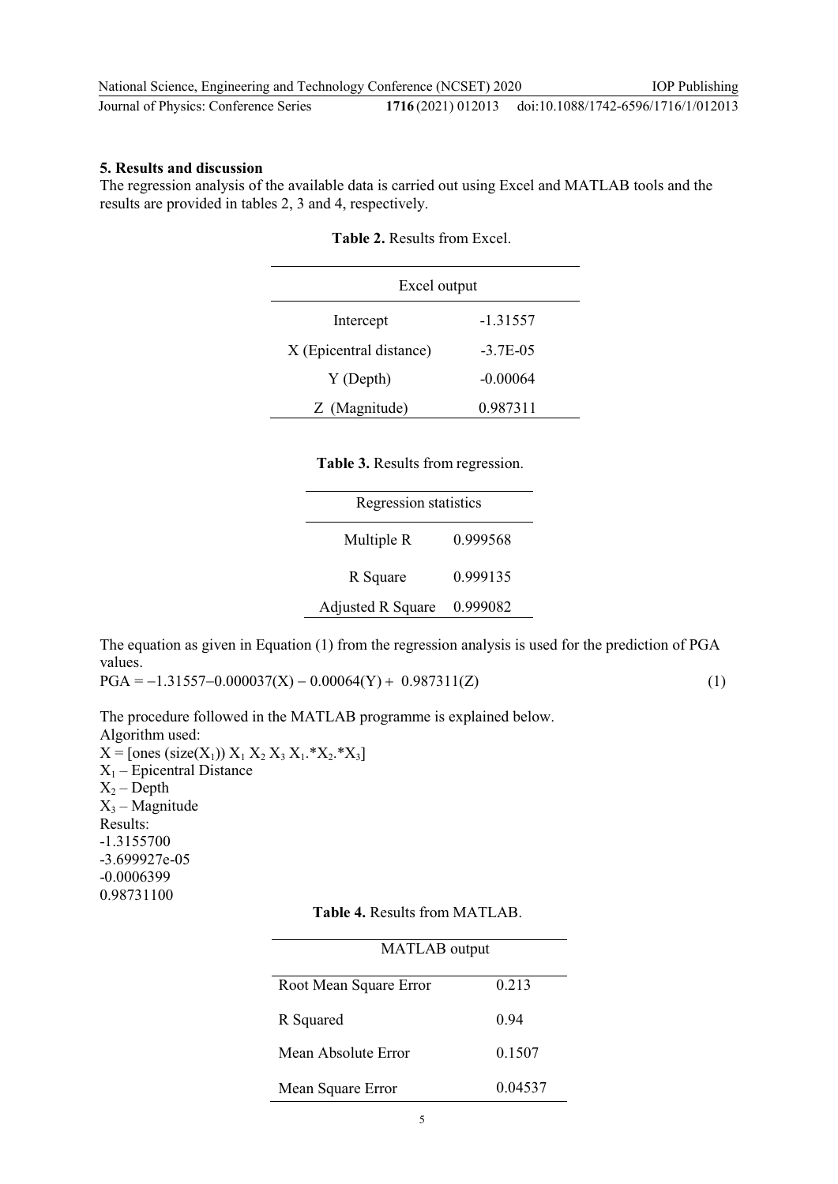## 5. Results and discussion

The regression analysis of the available data is carried out using Excel and MATLAB tools and the results are provided in tables 2, 3 and 4, respectively.

**Table 2.** Results from Excel.

| Excel output | |
|---|---|
| Intercept | -1.31557 |
| X (Epicentral distance) | -3.7E-05 |
| Y (Depth) | -0.00064 |
| Z (Magnitude) | 0.987311 |

**Table 3.** Results from regression.

| Regression statistics | |
|---|---|
| Multiple R | 0.999568 |
| R Square | 0.999135 |
| Adjusted R Square | 0.999082 |

The equation as given in Equation (1) from the regression analysis is used for the prediction of PGA values.

$$\text{PGA} = -1.31557 - 0.000037(X) - 0.00064(Y) + 0.987311(Z) \tag{1}$$

The procedure followed in the MATLAB programme is explained below.

Algorithm used:

X = [ones (size($X_1$)) $X_1$ $X_2$ $X_3$ $X_1$.*$X_2$.*$X_3$]

$X_1$ – Epicentral Distance

$X_2$ – Depth

$X_3$ – Magnitude

Results:

-1.3155700

-3.699927e-05

-0.0006399

0.98731100

**Table 4.** Results from MATLAB.

| MATLAB output | |
|---|---|
| Root Mean Square Error | 0.213 |
| R Squared | 0.94 |
| Mean Absolute Error | 0.1507 |
| Mean Square Error | 0.04537 |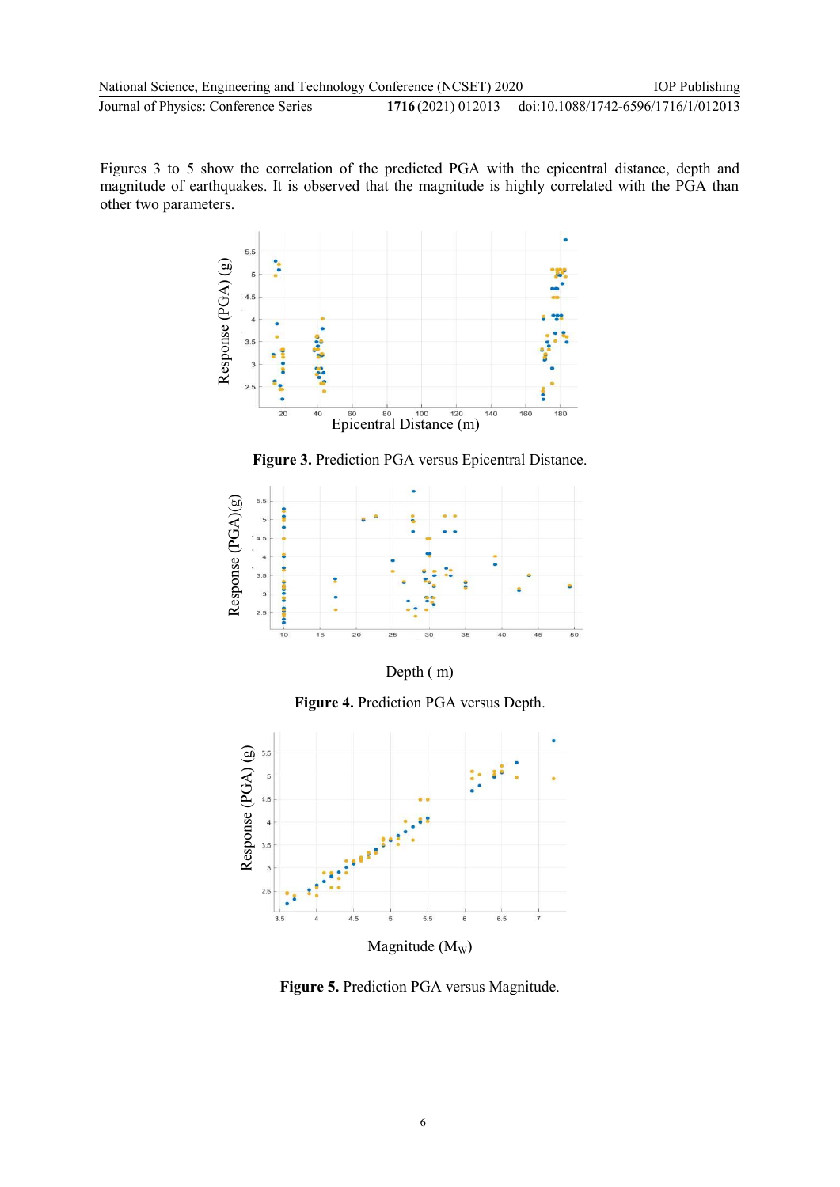Figures 3 to 5 show the correlation of the predicted PGA with the epicentral distance, depth and magnitude of earthquakes. It is observed that the magnitude is highly correlated with the PGA than other two parameters.

**Figure 3.** Prediction PGA versus Epicentral Distance.

**Figure 4.** Prediction PGA versus Depth.

**Figure 5.** Prediction PGA versus Magnitude.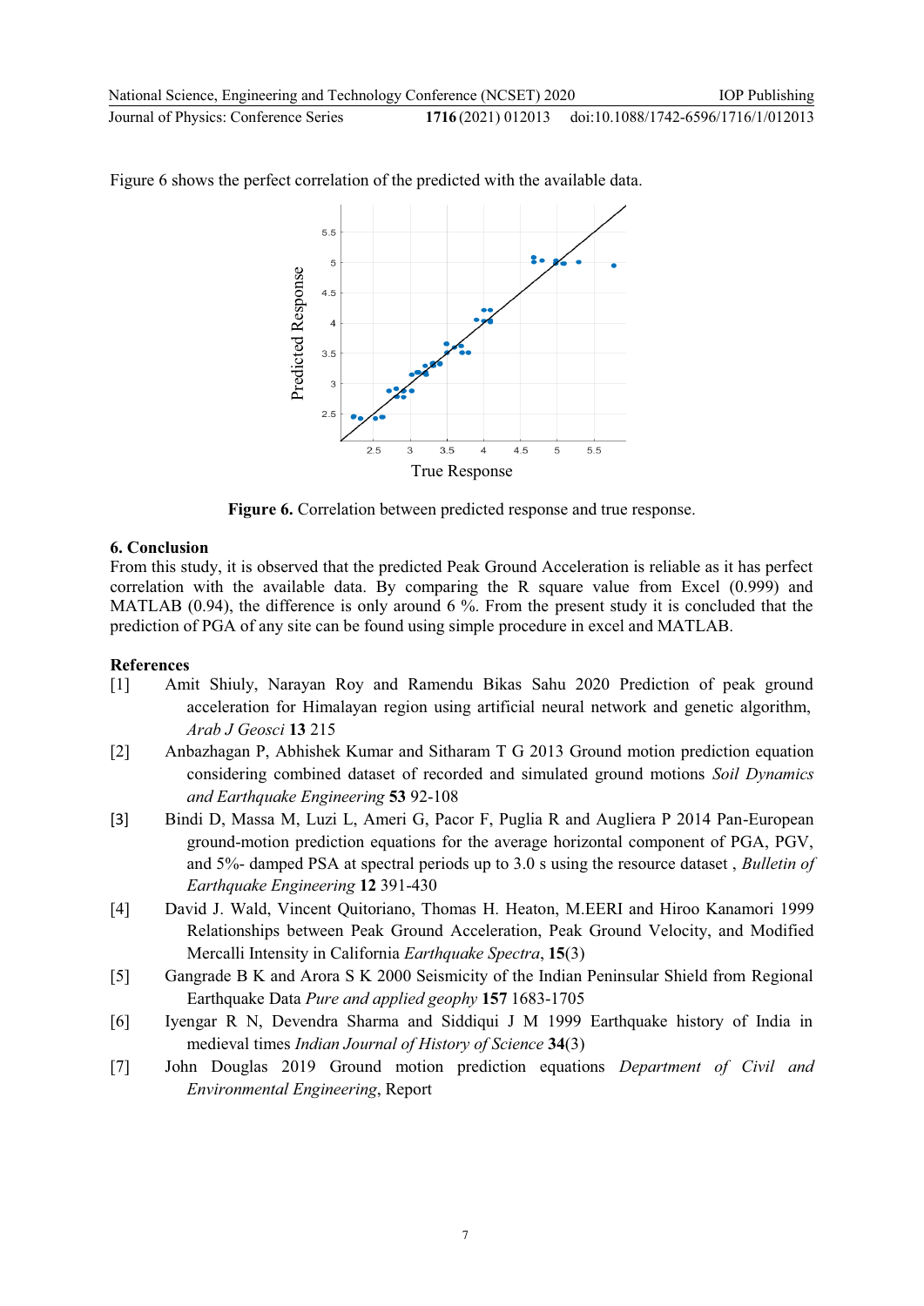Figure 6 shows the perfect correlation of the predicted with the available data.

**Figure 6.** Correlation between predicted response and true response.

## 6. Conclusion

From this study, it is observed that the predicted Peak Ground Acceleration is reliable as it has perfect correlation with the available data. By comparing the R square value from Excel (0.999) and MATLAB (0.94), the difference is only around 6 %. From the present study it is concluded that the prediction of PGA of any site can be found using simple procedure in excel and MATLAB.

## References

[1] Amit Shiuly, Narayan Roy and Ramendu Bikas Sahu 2020 Prediction of peak ground acceleration for Himalayan region using artificial neural network and genetic algorithm, *Arab J Geosci* **13** 215

[2] Anbazhagan P, Abhishek Kumar and Sitharam T G 2013 Ground motion prediction equation considering combined dataset of recorded and simulated ground motions *Soil Dynamics and Earthquake Engineering* **53** 92-108

[3] Bindi D, Massa M, Luzi L, Ameri G, Pacor F, Puglia R and Augliera P 2014 Pan-European ground-motion prediction equations for the average horizontal component of PGA, PGV, and 5%- damped PSA at spectral periods up to 3.0 s using the resource dataset , *Bulletin of Earthquake Engineering* **12** 391-430

[4] David J. Wald, Vincent Quitoriano, Thomas H. Heaton, M.EERI and Hiroo Kanamori 1999 Relationships between Peak Ground Acceleration, Peak Ground Velocity, and Modified Mercalli Intensity in California *Earthquake Spectra*, **15**(3)

[5] Gangrade B K and Arora S K 2000 Seismicity of the Indian Peninsular Shield from Regional Earthquake Data *Pure and applied geophy* **157** 1683-1705

[6] Iyengar R N, Devendra Sharma and Siddiqui J M 1999 Earthquake history of India in medieval times *Indian Journal of History of Science* **34**(3)

[7] John Douglas 2019 Ground motion prediction equations *Department of Civil and Environmental Engineering*, Report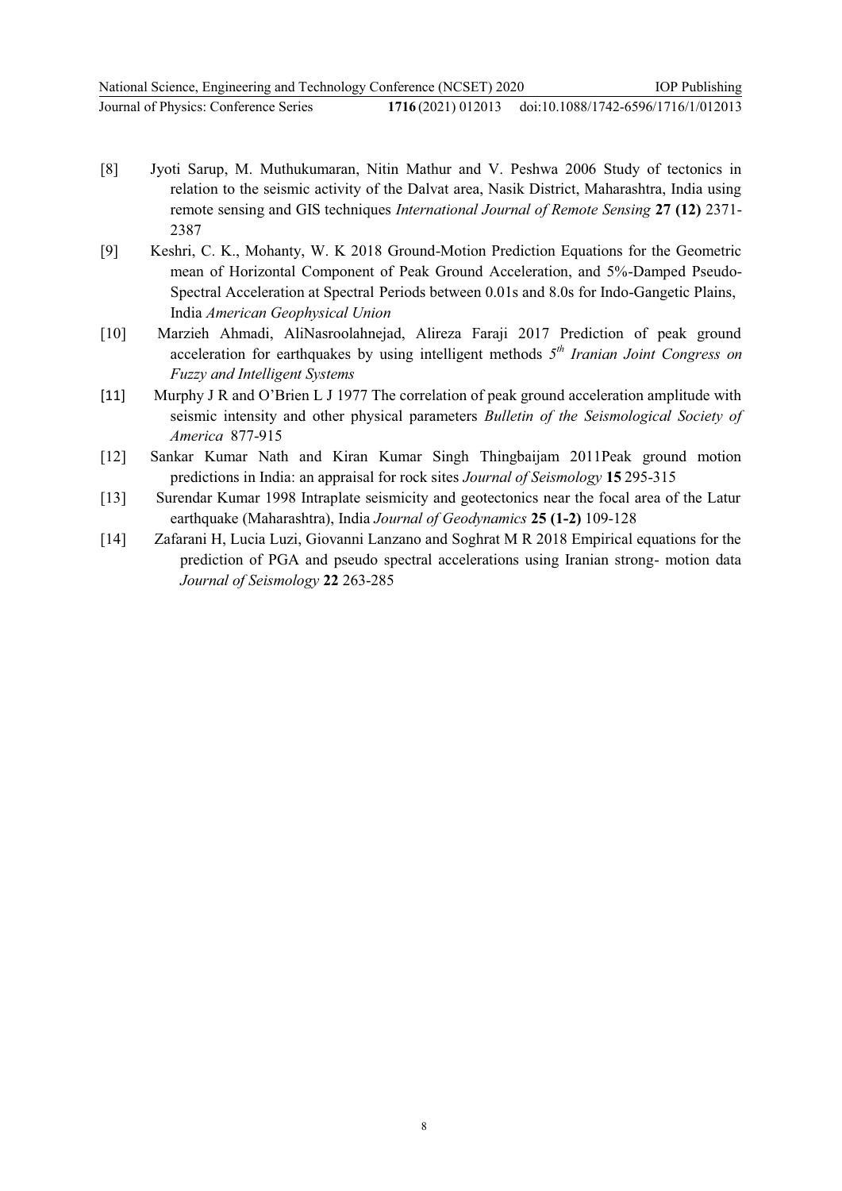[8] Jyoti Sarup, M. Muthukumaran, Nitin Mathur and V. Peshwa 2006 Study of tectonics in relation to the seismic activity of the Dalvat area, Nasik District, Maharashtra, India using remote sensing and GIS techniques *International Journal of Remote Sensing* **27 (12)** 2371-2387

[9] Keshri, C. K., Mohanty, W. K 2018 Ground-Motion Prediction Equations for the Geometric mean of Horizontal Component of Peak Ground Acceleration, and 5%-Damped Pseudo-Spectral Acceleration at Spectral Periods between 0.01s and 8.0s for Indo-Gangetic Plains, India *American Geophysical Union*

[10] Marzieh Ahmadi, AliNasroolahnejad, Alireza Faraji 2017 Prediction of peak ground acceleration for earthquakes by using intelligent methods *5th Iranian Joint Congress on Fuzzy and Intelligent Systems*

[11] Murphy J R and O'Brien L J 1977 The correlation of peak ground acceleration amplitude with seismic intensity and other physical parameters *Bulletin of the Seismological Society of America* 877-915

[12] Sankar Kumar Nath and Kiran Kumar Singh Thingbaijam 2011Peak ground motion predictions in India: an appraisal for rock sites *Journal of Seismology* **15** 295-315

[13] Surendar Kumar 1998 Intraplate seismicity and geotectonics near the focal area of the Latur earthquake (Maharashtra), India *Journal of Geodynamics* **25 (1-2)** 109-128

[14] Zafarani H, Lucia Luzi, Giovanni Lanzano and Soghrat M R 2018 Empirical equations for the prediction of PGA and pseudo spectral accelerations using Iranian strong- motion data *Journal of Seismology* **22** 263-285